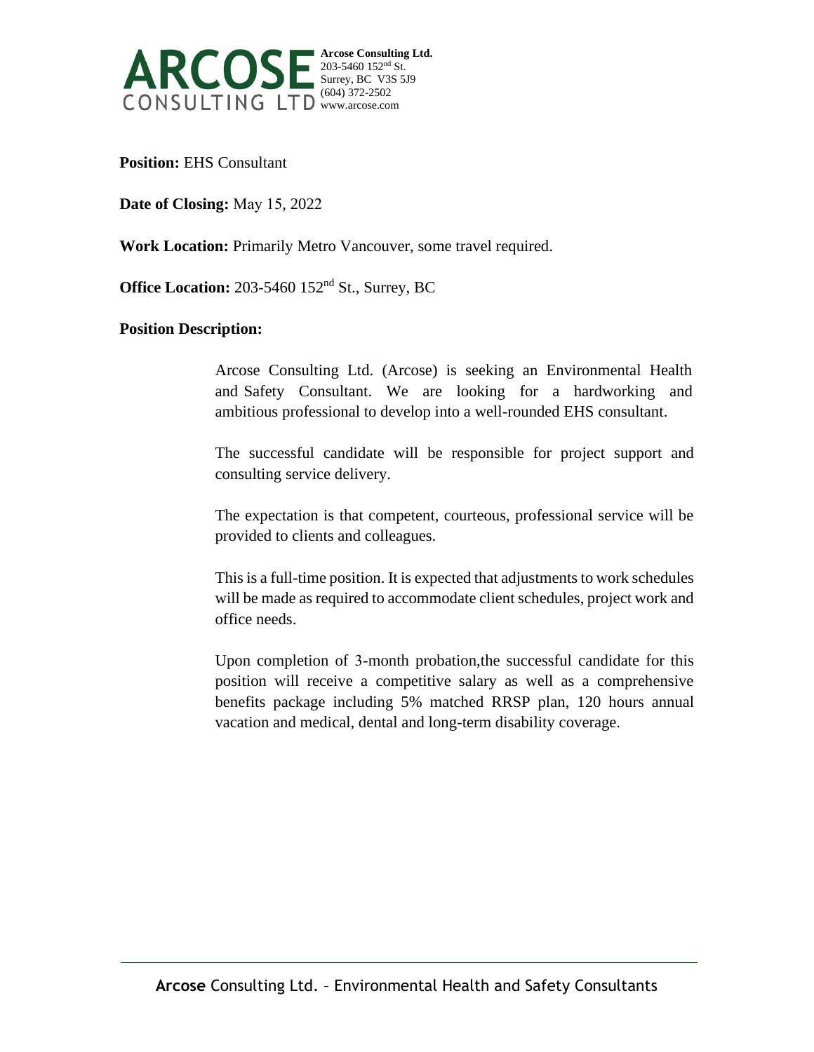**ARCOSE CONSULTING LTD**

**Arcose Consulting Ltd.**
203-5460 152nd St.
Surrey, BC V3S 5J9
(604) 372-2502
www.arcose.com

**Position:** EHS Consultant

**Date of Closing:** May 15, 2022

**Work Location:** Primarily Metro Vancouver, some travel required.

**Office Location:** 203-5460 152nd St., Surrey, BC

**Position Description:**

Arcose Consulting Ltd. (Arcose) is seeking an Environmental Health and Safety Consultant. We are looking for a hardworking and ambitious professional to develop into a well-rounded EHS consultant.

The successful candidate will be responsible for project support and consulting service delivery.

The expectation is that competent, courteous, professional service will be provided to clients and colleagues.

This is a full-time position. It is expected that adjustments to work schedules will be made as required to accommodate client schedules, project work and office needs.

Upon completion of 3-month probation,the successful candidate for this position will receive a competitive salary as well as a comprehensive benefits package including 5% matched RRSP plan, 120 hours annual vacation and medical, dental and long-term disability coverage.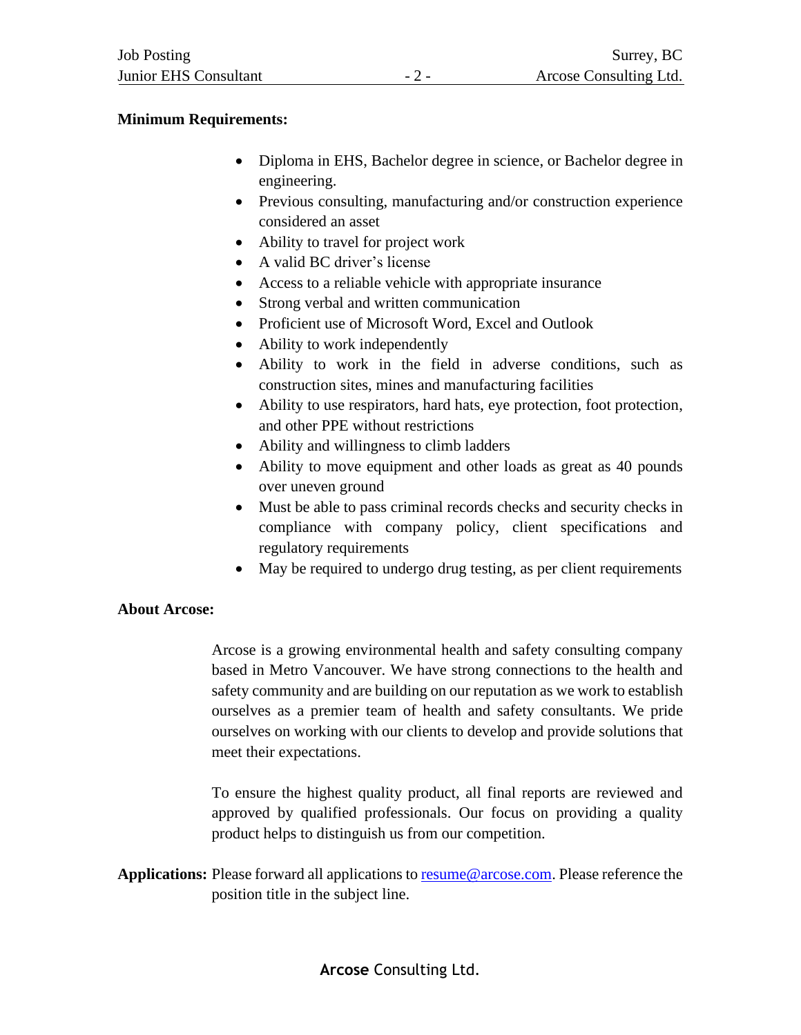**Minimum Requirements:**

- Diploma in EHS, Bachelor degree in science, or Bachelor degree in engineering.
- Previous consulting, manufacturing and/or construction experience considered an asset
- Ability to travel for project work
- A valid BC driver's license
- Access to a reliable vehicle with appropriate insurance
- Strong verbal and written communication
- Proficient use of Microsoft Word, Excel and Outlook
- Ability to work independently
- Ability to work in the field in adverse conditions, such as construction sites, mines and manufacturing facilities
- Ability to use respirators, hard hats, eye protection, foot protection, and other PPE without restrictions
- Ability and willingness to climb ladders
- Ability to move equipment and other loads as great as 40 pounds over uneven ground
- Must be able to pass criminal records checks and security checks in compliance with company policy, client specifications and regulatory requirements
- May be required to undergo drug testing, as per client requirements

**About Arcose:**

Arcose is a growing environmental health and safety consulting company based in Metro Vancouver. We have strong connections to the health and safety community and are building on our reputation as we work to establish ourselves as a premier team of health and safety consultants. We pride ourselves on working with our clients to develop and provide solutions that meet their expectations.

To ensure the highest quality product, all final reports are reviewed and approved by qualified professionals. Our focus on providing a quality product helps to distinguish us from our competition.

**Applications:** Please forward all applications to resume@arcose.com. Please reference the position title in the subject line.